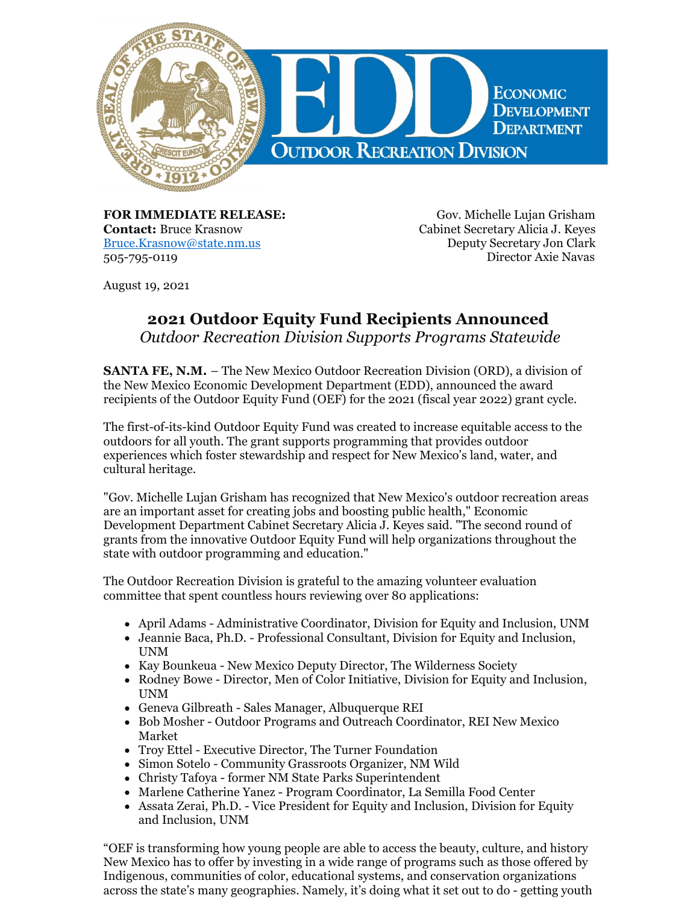**FOR IMMEDIATE RELEASE:**
**Contact:** Bruce Krasnow
Bruce.Krasnow@state.nm.us
505-795-0119

Gov. Michelle Lujan Grisham
Cabinet Secretary Alicia J. Keyes
Deputy Secretary Jon Clark
Director Axie Navas

August 19, 2021

## 2021 Outdoor Equity Fund Recipients Announced

*Outdoor Recreation Division Supports Programs Statewide*

**SANTA FE, N.M.** – The New Mexico Outdoor Recreation Division (ORD), a division of the New Mexico Economic Development Department (EDD), announced the award recipients of the Outdoor Equity Fund (OEF) for the 2021 (fiscal year 2022) grant cycle.

The first-of-its-kind Outdoor Equity Fund was created to increase equitable access to the outdoors for all youth. The grant supports programming that provides outdoor experiences which foster stewardship and respect for New Mexico's land, water, and cultural heritage.

"Gov. Michelle Lujan Grisham has recognized that New Mexico's outdoor recreation areas are an important asset for creating jobs and boosting public health," Economic Development Department Cabinet Secretary Alicia J. Keyes said. "The second round of grants from the innovative Outdoor Equity Fund will help organizations throughout the state with outdoor programming and education."

The Outdoor Recreation Division is grateful to the amazing volunteer evaluation committee that spent countless hours reviewing over 80 applications:

- April Adams - Administrative Coordinator, Division for Equity and Inclusion, UNM
- Jeannie Baca, Ph.D. - Professional Consultant, Division for Equity and Inclusion, UNM
- Kay Bounkeua - New Mexico Deputy Director, The Wilderness Society
- Rodney Bowe - Director, Men of Color Initiative, Division for Equity and Inclusion, UNM
- Geneva Gilbreath - Sales Manager, Albuquerque REI
- Bob Mosher - Outdoor Programs and Outreach Coordinator, REI New Mexico Market
- Troy Ettel - Executive Director, The Turner Foundation
- Simon Sotelo - Community Grassroots Organizer, NM Wild
- Christy Tafoya - former NM State Parks Superintendent
- Marlene Catherine Yanez - Program Coordinator, La Semilla Food Center
- Assata Zerai, Ph.D. - Vice President for Equity and Inclusion, Division for Equity and Inclusion, UNM

"OEF is transforming how young people are able to access the beauty, culture, and history New Mexico has to offer by investing in a wide range of programs such as those offered by Indigenous, communities of color, educational systems, and conservation organizations across the state's many geographies. Namely, it's doing what it set out to do - getting youth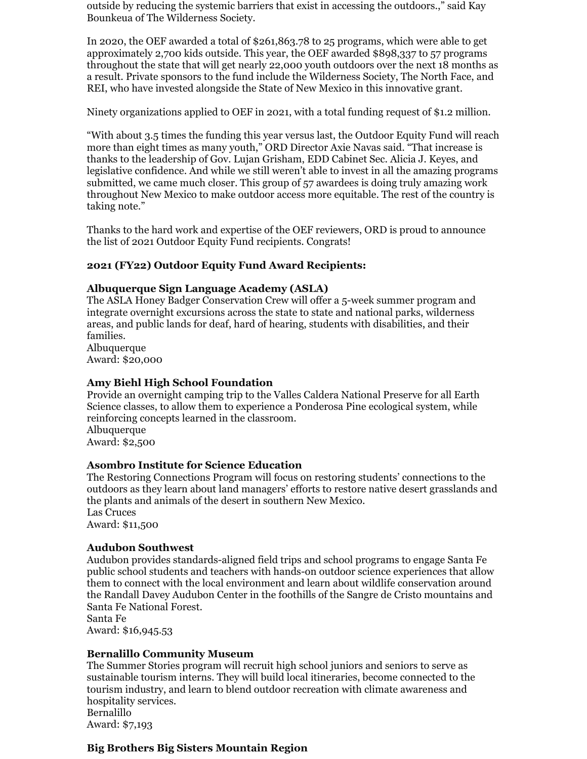outside by reducing the systemic barriers that exist in accessing the outdoors.," said Kay Bounkeua of The Wilderness Society.

In 2020, the OEF awarded a total of $261,863.78 to 25 programs, which were able to get approximately 2,700 kids outside. This year, the OEF awarded $898,337 to 57 programs throughout the state that will get nearly 22,000 youth outdoors over the next 18 months as a result. Private sponsors to the fund include the Wilderness Society, The North Face, and REI, who have invested alongside the State of New Mexico in this innovative grant.

Ninety organizations applied to OEF in 2021, with a total funding request of $1.2 million.

"With about 3.5 times the funding this year versus last, the Outdoor Equity Fund will reach more than eight times as many youth," ORD Director Axie Navas said. "That increase is thanks to the leadership of Gov. Lujan Grisham, EDD Cabinet Sec. Alicia J. Keyes, and legislative confidence. And while we still weren't able to invest in all the amazing programs submitted, we came much closer. This group of 57 awardees is doing truly amazing work throughout New Mexico to make outdoor access more equitable. The rest of the country is taking note."

Thanks to the hard work and expertise of the OEF reviewers, ORD is proud to announce the list of 2021 Outdoor Equity Fund recipients. Congrats!

**2021 (FY22) Outdoor Equity Fund Award Recipients:**

**Albuquerque Sign Language Academy (ASLA)**
The ASLA Honey Badger Conservation Crew will offer a 5-week summer program and integrate overnight excursions across the state to state and national parks, wilderness areas, and public lands for deaf, hard of hearing, students with disabilities, and their families.
Albuquerque
Award: $20,000

**Amy Biehl High School Foundation**
Provide an overnight camping trip to the Valles Caldera National Preserve for all Earth Science classes, to allow them to experience a Ponderosa Pine ecological system, while reinforcing concepts learned in the classroom.
Albuquerque
Award: $2,500

**Asombro Institute for Science Education**
The Restoring Connections Program will focus on restoring students' connections to the outdoors as they learn about land managers' efforts to restore native desert grasslands and the plants and animals of the desert in southern New Mexico.
Las Cruces
Award: $11,500

**Audubon Southwest**
Audubon provides standards-aligned field trips and school programs to engage Santa Fe public school students and teachers with hands-on outdoor science experiences that allow them to connect with the local environment and learn about wildlife conservation around the Randall Davey Audubon Center in the foothills of the Sangre de Cristo mountains and Santa Fe National Forest.
Santa Fe
Award: $16,945.53

**Bernalillo Community Museum**
The Summer Stories program will recruit high school juniors and seniors to serve as sustainable tourism interns. They will build local itineraries, become connected to the tourism industry, and learn to blend outdoor recreation with climate awareness and hospitality services.
Bernalillo
Award: $7,193

**Big Brothers Big Sisters Mountain Region**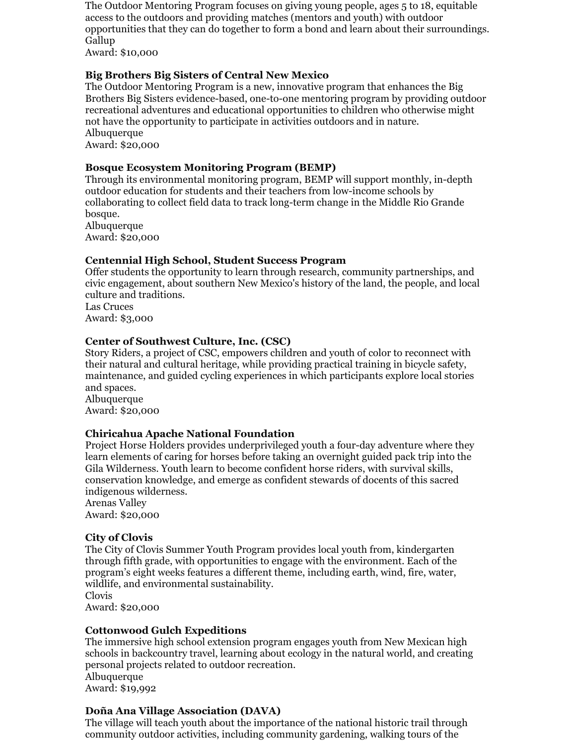The Outdoor Mentoring Program focuses on giving young people, ages 5 to 18, equitable access to the outdoors and providing matches (mentors and youth) with outdoor opportunities that they can do together to form a bond and learn about their surroundings.
Gallup
Award: $10,000

**Big Brothers Big Sisters of Central New Mexico**
The Outdoor Mentoring Program is a new, innovative program that enhances the Big Brothers Big Sisters evidence-based, one-to-one mentoring program by providing outdoor recreational adventures and educational opportunities to children who otherwise might not have the opportunity to participate in activities outdoors and in nature.
Albuquerque
Award: $20,000

**Bosque Ecosystem Monitoring Program (BEMP)**
Through its environmental monitoring program, BEMP will support monthly, in-depth outdoor education for students and their teachers from low-income schools by collaborating to collect field data to track long-term change in the Middle Rio Grande bosque.
Albuquerque
Award: $20,000

**Centennial High School, Student Success Program**
Offer students the opportunity to learn through research, community partnerships, and civic engagement, about southern New Mexico's history of the land, the people, and local culture and traditions.
Las Cruces
Award: $3,000

**Center of Southwest Culture, Inc. (CSC)**
Story Riders, a project of CSC, empowers children and youth of color to reconnect with their natural and cultural heritage, while providing practical training in bicycle safety, maintenance, and guided cycling experiences in which participants explore local stories and spaces.
Albuquerque
Award: $20,000

**Chiricahua Apache National Foundation**
Project Horse Holders provides underprivileged youth a four-day adventure where they learn elements of caring for horses before taking an overnight guided pack trip into the Gila Wilderness. Youth learn to become confident horse riders, with survival skills, conservation knowledge, and emerge as confident stewards of docents of this sacred indigenous wilderness.
Arenas Valley
Award: $20,000

**City of Clovis**
The City of Clovis Summer Youth Program provides local youth from, kindergarten through fifth grade, with opportunities to engage with the environment. Each of the program's eight weeks features a different theme, including earth, wind, fire, water, wildlife, and environmental sustainability.
Clovis
Award: $20,000

**Cottonwood Gulch Expeditions**
The immersive high school extension program engages youth from New Mexican high schools in backcountry travel, learning about ecology in the natural world, and creating personal projects related to outdoor recreation.
Albuquerque
Award: $19,992

**Doña Ana Village Association (DAVA)**
The village will teach youth about the importance of the national historic trail through community outdoor activities, including community gardening, walking tours of the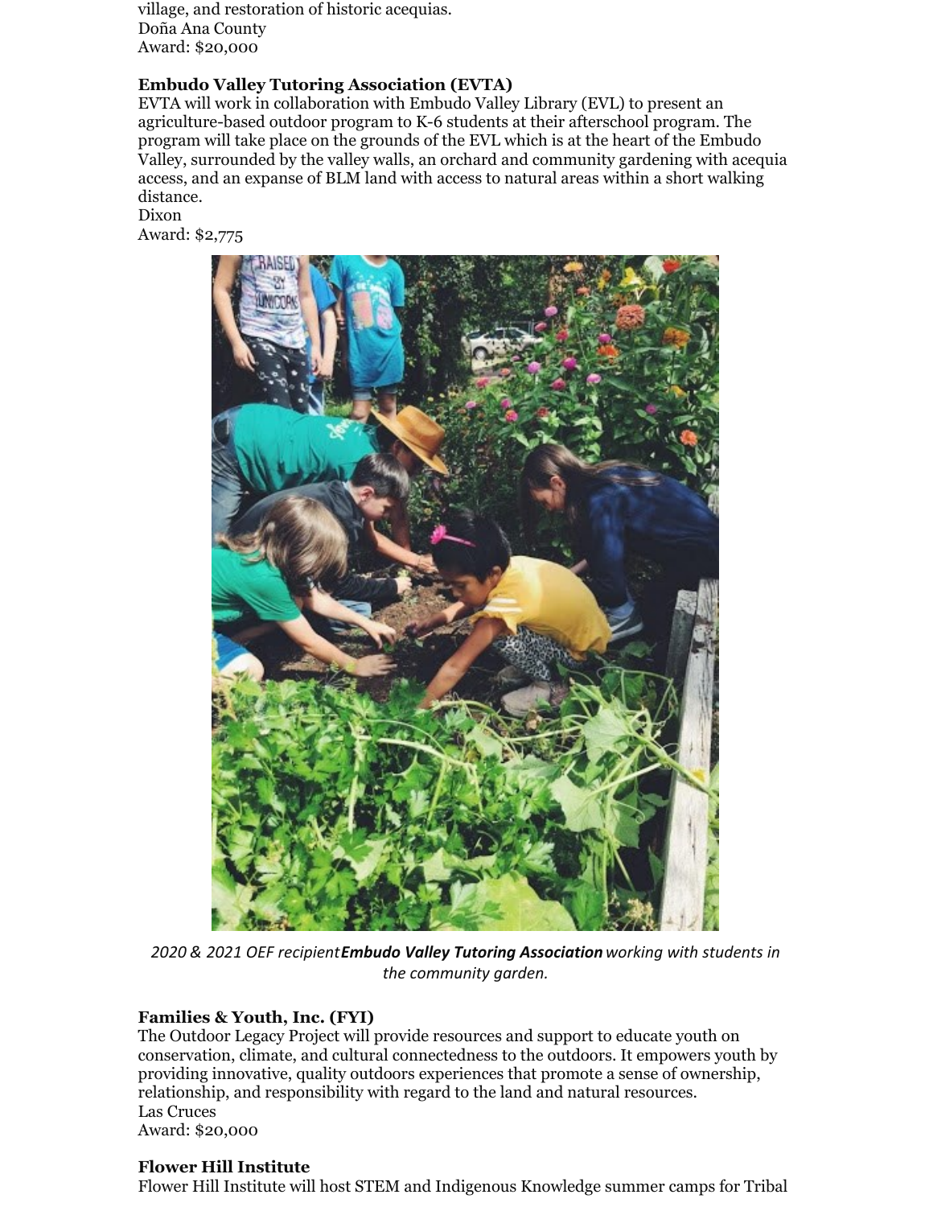village, and restoration of historic acequias.
Doña Ana County
Award: $20,000

**Embudo Valley Tutoring Association (EVTA)**
EVTA will work in collaboration with Embudo Valley Library (EVL) to present an agriculture-based outdoor program to K-6 students at their afterschool program. The program will take place on the grounds of the EVL which is at the heart of the Embudo Valley, surrounded by the valley walls, an orchard and community gardening with acequia access, and an expanse of BLM land with access to natural areas within a short walking distance.
Dixon
Award: $2,775

*2020 & 2021 OEF recipient* ***Embudo Valley Tutoring Association*** *working with students in the community garden.*

**Families & Youth, Inc. (FYI)**
The Outdoor Legacy Project will provide resources and support to educate youth on conservation, climate, and cultural connectedness to the outdoors. It empowers youth by providing innovative, quality outdoors experiences that promote a sense of ownership, relationship, and responsibility with regard to the land and natural resources.
Las Cruces
Award: $20,000

**Flower Hill Institute**
Flower Hill Institute will host STEM and Indigenous Knowledge summer camps for Tribal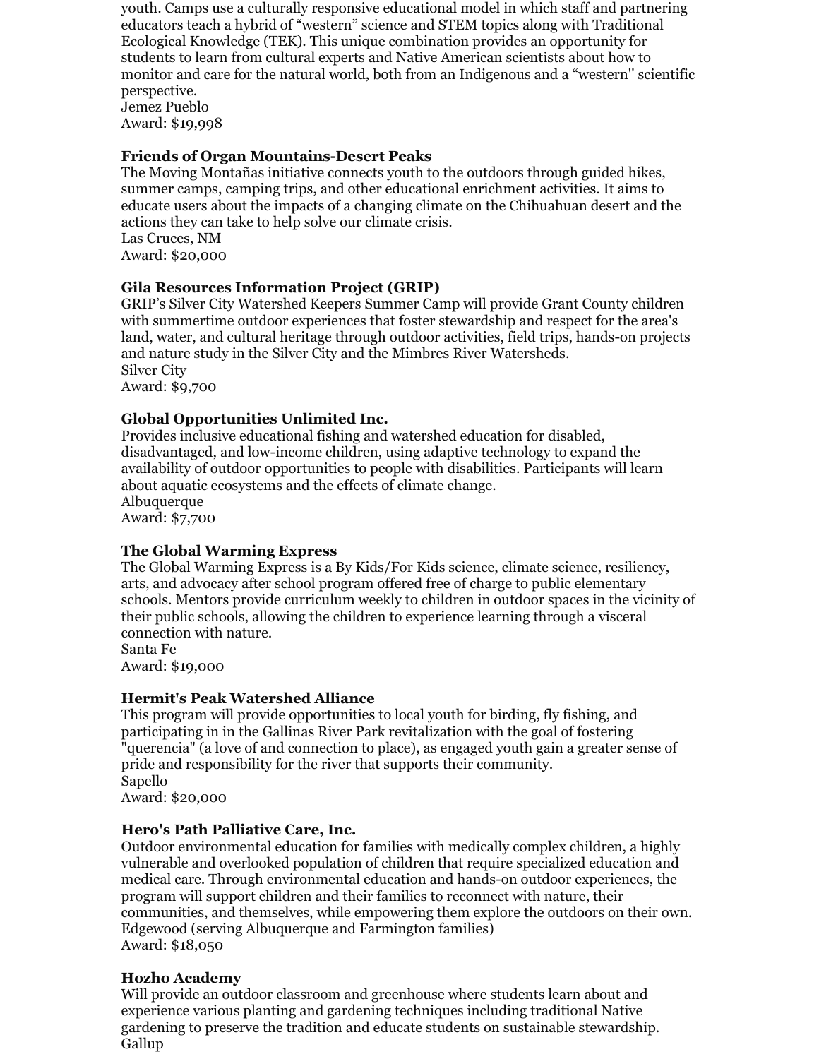youth. Camps use a culturally responsive educational model in which staff and partnering educators teach a hybrid of "western" science and STEM topics along with Traditional Ecological Knowledge (TEK). This unique combination provides an opportunity for students to learn from cultural experts and Native American scientists about how to monitor and care for the natural world, both from an Indigenous and a "western" scientific perspective.
Jemez Pueblo
Award: $19,998

**Friends of Organ Mountains-Desert Peaks**
The Moving Montañas initiative connects youth to the outdoors through guided hikes, summer camps, camping trips, and other educational enrichment activities. It aims to educate users about the impacts of a changing climate on the Chihuahuan desert and the actions they can take to help solve our climate crisis.
Las Cruces, NM
Award: $20,000

**Gila Resources Information Project (GRIP)**
GRIP's Silver City Watershed Keepers Summer Camp will provide Grant County children with summertime outdoor experiences that foster stewardship and respect for the area's land, water, and cultural heritage through outdoor activities, field trips, hands-on projects and nature study in the Silver City and the Mimbres River Watersheds.
Silver City
Award: $9,700

**Global Opportunities Unlimited Inc.**
Provides inclusive educational fishing and watershed education for disabled, disadvantaged, and low-income children, using adaptive technology to expand the availability of outdoor opportunities to people with disabilities. Participants will learn about aquatic ecosystems and the effects of climate change.
Albuquerque
Award: $7,700

**The Global Warming Express**
The Global Warming Express is a By Kids/For Kids science, climate science, resiliency, arts, and advocacy after school program offered free of charge to public elementary schools. Mentors provide curriculum weekly to children in outdoor spaces in the vicinity of their public schools, allowing the children to experience learning through a visceral connection with nature.
Santa Fe
Award: $19,000

**Hermit's Peak Watershed Alliance**
This program will provide opportunities to local youth for birding, fly fishing, and participating in in the Gallinas River Park revitalization with the goal of fostering "querencia" (a love of and connection to place), as engaged youth gain a greater sense of pride and responsibility for the river that supports their community.
Sapello
Award: $20,000

**Hero's Path Palliative Care, Inc.**
Outdoor environmental education for families with medically complex children, a highly vulnerable and overlooked population of children that require specialized education and medical care. Through environmental education and hands-on outdoor experiences, the program will support children and their families to reconnect with nature, their communities, and themselves, while empowering them explore the outdoors on their own.
Edgewood (serving Albuquerque and Farmington families)
Award: $18,050

**Hozho Academy**
Will provide an outdoor classroom and greenhouse where students learn about and experience various planting and gardening techniques including traditional Native gardening to preserve the tradition and educate students on sustainable stewardship.
Gallup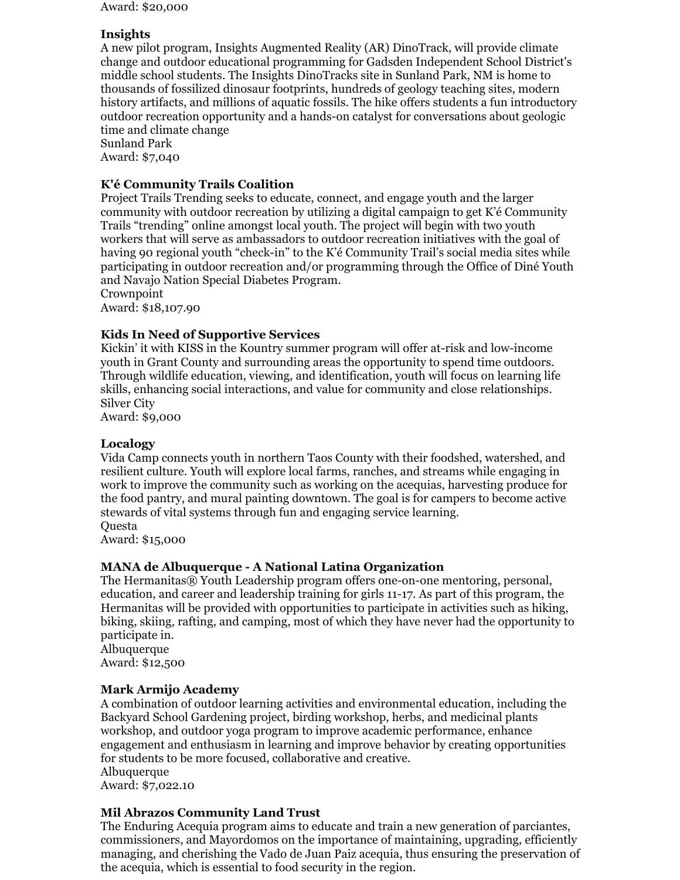Award: $20,000

**Insights**
A new pilot program, Insights Augmented Reality (AR) DinoTrack, will provide climate change and outdoor educational programming for Gadsden Independent School District's middle school students. The Insights DinoTracks site in Sunland Park, NM is home to thousands of fossilized dinosaur footprints, hundreds of geology teaching sites, modern history artifacts, and millions of aquatic fossils. The hike offers students a fun introductory outdoor recreation opportunity and a hands-on catalyst for conversations about geologic time and climate change
Sunland Park
Award: $7,040

**K'é Community Trails Coalition**
Project Trails Trending seeks to educate, connect, and engage youth and the larger community with outdoor recreation by utilizing a digital campaign to get K'é Community Trails "trending" online amongst local youth. The project will begin with two youth workers that will serve as ambassadors to outdoor recreation initiatives with the goal of having 90 regional youth "check-in" to the K'é Community Trail's social media sites while participating in outdoor recreation and/or programming through the Office of Diné Youth and Navajo Nation Special Diabetes Program.
Crownpoint
Award: $18,107.90

**Kids In Need of Supportive Services**
Kickin' it with KISS in the Kountry summer program will offer at-risk and low-income youth in Grant County and surrounding areas the opportunity to spend time outdoors. Through wildlife education, viewing, and identification, youth will focus on learning life skills, enhancing social interactions, and value for community and close relationships.
Silver City
Award: $9,000

**Localogy**
Vida Camp connects youth in northern Taos County with their foodshed, watershed, and resilient culture. Youth will explore local farms, ranches, and streams while engaging in work to improve the community such as working on the acequias, harvesting produce for the food pantry, and mural painting downtown. The goal is for campers to become active stewards of vital systems through fun and engaging service learning.
Questa
Award: $15,000

**MANA de Albuquerque - A National Latina Organization**
The Hermanitas® Youth Leadership program offers one-on-one mentoring, personal, education, and career and leadership training for girls 11-17. As part of this program, the Hermanitas will be provided with opportunities to participate in activities such as hiking, biking, skiing, rafting, and camping, most of which they have never had the opportunity to participate in.
Albuquerque
Award: $12,500

**Mark Armijo Academy**
A combination of outdoor learning activities and environmental education, including the Backyard School Gardening project, birding workshop, herbs, and medicinal plants workshop, and outdoor yoga program to improve academic performance, enhance engagement and enthusiasm in learning and improve behavior by creating opportunities for students to be more focused, collaborative and creative.
Albuquerque
Award: $7,022.10

**Mil Abrazos Community Land Trust**
The Enduring Acequia program aims to educate and train a new generation of parciantes, commissioners, and Mayordomos on the importance of maintaining, upgrading, efficiently managing, and cherishing the Vado de Juan Paiz acequia, thus ensuring the preservation of the acequia, which is essential to food security in the region.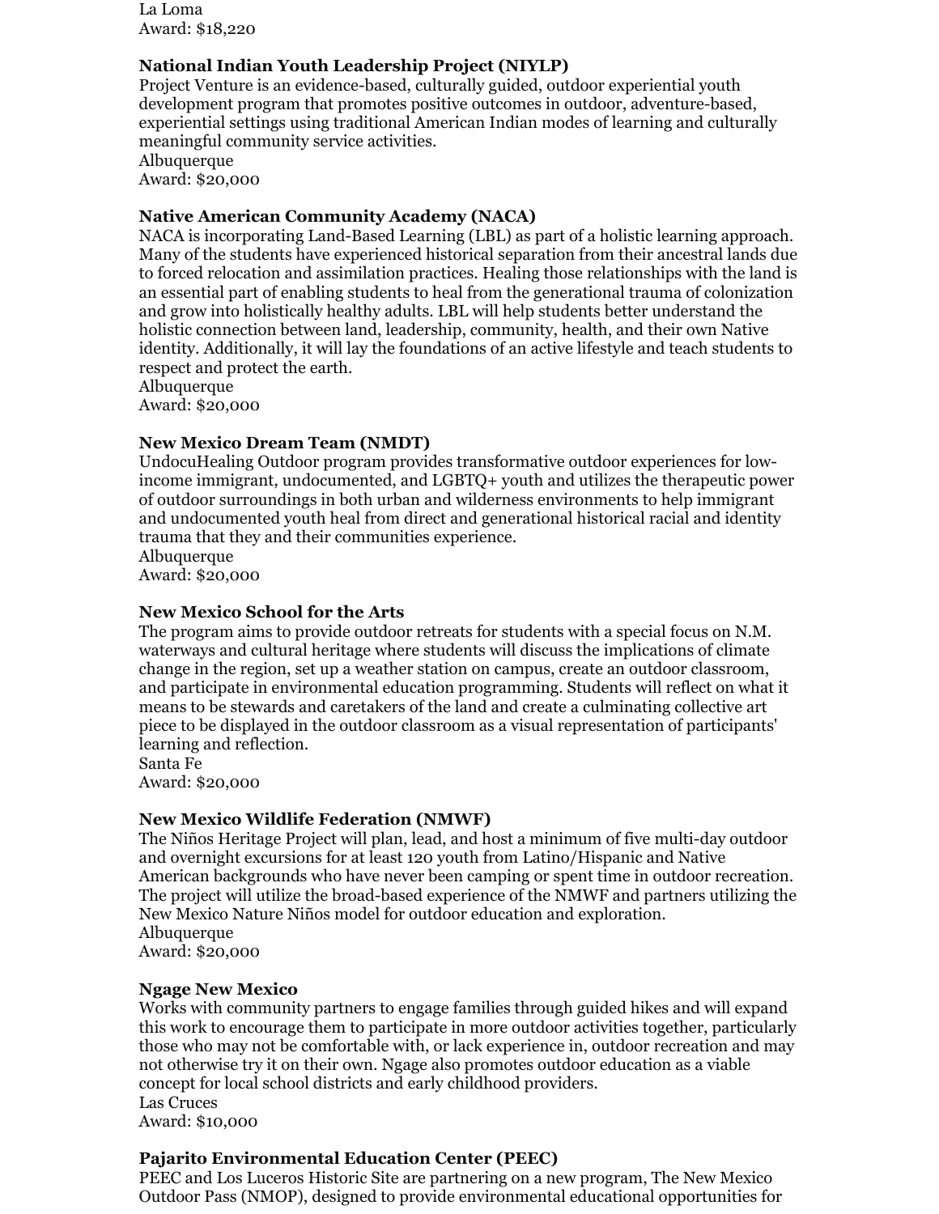La Loma
Award: $18,220

**National Indian Youth Leadership Project (NIYLP)**
Project Venture is an evidence-based, culturally guided, outdoor experiential youth development program that promotes positive outcomes in outdoor, adventure-based, experiential settings using traditional American Indian modes of learning and culturally meaningful community service activities.
Albuquerque
Award: $20,000

**Native American Community Academy (NACA)**
NACA is incorporating Land-Based Learning (LBL) as part of a holistic learning approach. Many of the students have experienced historical separation from their ancestral lands due to forced relocation and assimilation practices. Healing those relationships with the land is an essential part of enabling students to heal from the generational trauma of colonization and grow into holistically healthy adults. LBL will help students better understand the holistic connection between land, leadership, community, health, and their own Native identity. Additionally, it will lay the foundations of an active lifestyle and teach students to respect and protect the earth.
Albuquerque
Award: $20,000

**New Mexico Dream Team (NMDT)**
UndocuHealing Outdoor program provides transformative outdoor experiences for low-income immigrant, undocumented, and LGBTQ+ youth and utilizes the therapeutic power of outdoor surroundings in both urban and wilderness environments to help immigrant and undocumented youth heal from direct and generational historical racial and identity trauma that they and their communities experience.
Albuquerque
Award: $20,000

**New Mexico School for the Arts**
The program aims to provide outdoor retreats for students with a special focus on N.M. waterways and cultural heritage where students will discuss the implications of climate change in the region, set up a weather station on campus, create an outdoor classroom, and participate in environmental education programming. Students will reflect on what it means to be stewards and caretakers of the land and create a culminating collective art piece to be displayed in the outdoor classroom as a visual representation of participants' learning and reflection.
Santa Fe
Award: $20,000

**New Mexico Wildlife Federation (NMWF)**
The Niños Heritage Project will plan, lead, and host a minimum of five multi-day outdoor and overnight excursions for at least 120 youth from Latino/Hispanic and Native American backgrounds who have never been camping or spent time in outdoor recreation. The project will utilize the broad-based experience of the NMWF and partners utilizing the New Mexico Nature Niños model for outdoor education and exploration.
Albuquerque
Award: $20,000

**Ngage New Mexico**
Works with community partners to engage families through guided hikes and will expand this work to encourage them to participate in more outdoor activities together, particularly those who may not be comfortable with, or lack experience in, outdoor recreation and may not otherwise try it on their own. Ngage also promotes outdoor education as a viable concept for local school districts and early childhood providers.
Las Cruces
Award: $10,000

**Pajarito Environmental Education Center (PEEC)**
PEEC and Los Luceros Historic Site are partnering on a new program, The New Mexico Outdoor Pass (NMOP), designed to provide environmental educational opportunities for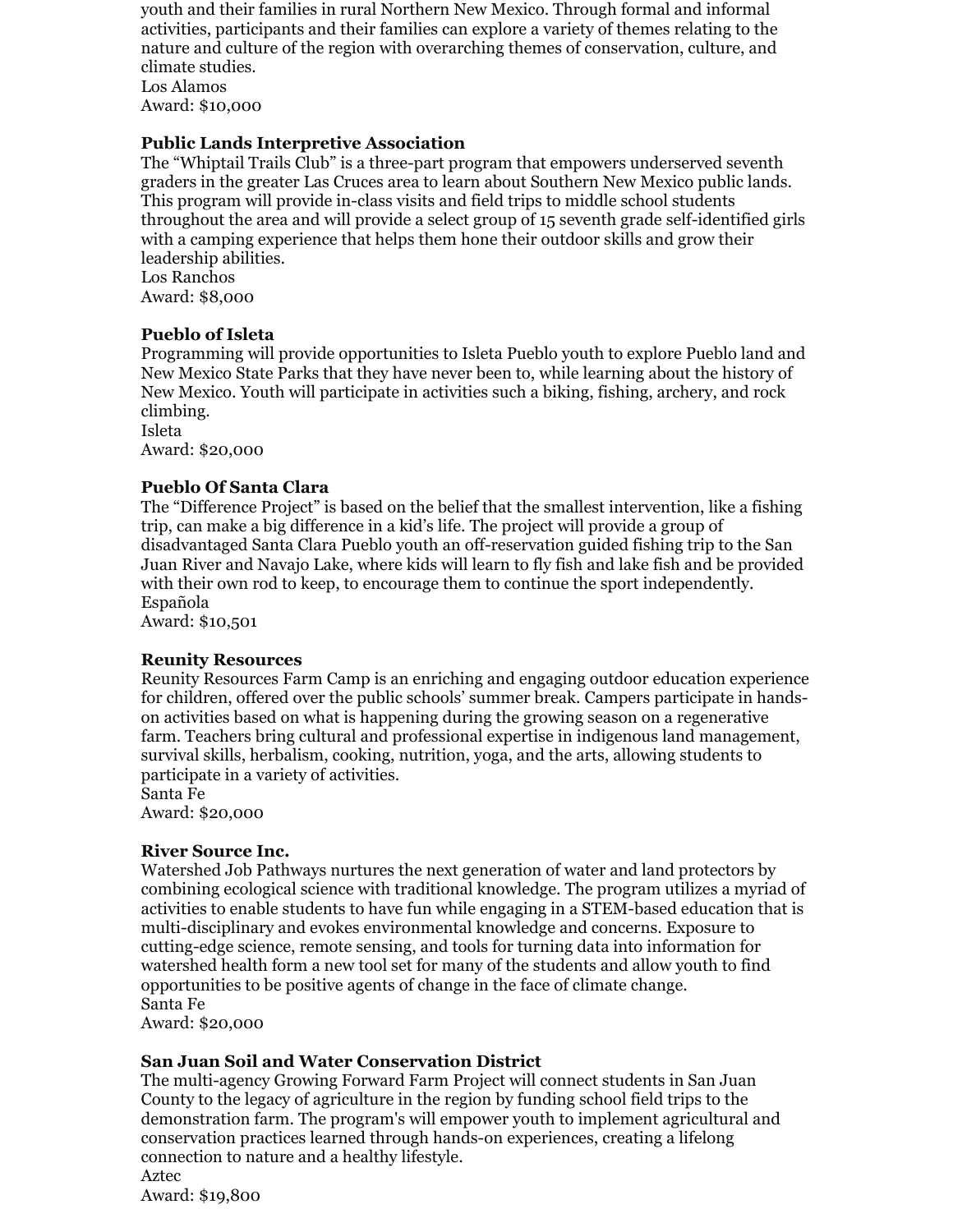youth and their families in rural Northern New Mexico. Through formal and informal activities, participants and their families can explore a variety of themes relating to the nature and culture of the region with overarching themes of conservation, culture, and climate studies.
Los Alamos
Award: $10,000

**Public Lands Interpretive Association**
The "Whiptail Trails Club" is a three-part program that empowers underserved seventh graders in the greater Las Cruces area to learn about Southern New Mexico public lands. This program will provide in-class visits and field trips to middle school students throughout the area and will provide a select group of 15 seventh grade self-identified girls with a camping experience that helps them hone their outdoor skills and grow their leadership abilities.
Los Ranchos
Award: $8,000

**Pueblo of Isleta**
Programming will provide opportunities to Isleta Pueblo youth to explore Pueblo land and New Mexico State Parks that they have never been to, while learning about the history of New Mexico. Youth will participate in activities such a biking, fishing, archery, and rock climbing.
Isleta
Award: $20,000

**Pueblo Of Santa Clara**
The "Difference Project" is based on the belief that the smallest intervention, like a fishing trip, can make a big difference in a kid's life. The project will provide a group of disadvantaged Santa Clara Pueblo youth an off-reservation guided fishing trip to the San Juan River and Navajo Lake, where kids will learn to fly fish and lake fish and be provided with their own rod to keep, to encourage them to continue the sport independently.
Española
Award: $10,501

**Reunity Resources**
Reunity Resources Farm Camp is an enriching and engaging outdoor education experience for children, offered over the public schools' summer break. Campers participate in hands-on activities based on what is happening during the growing season on a regenerative farm. Teachers bring cultural and professional expertise in indigenous land management, survival skills, herbalism, cooking, nutrition, yoga, and the arts, allowing students to participate in a variety of activities.
Santa Fe
Award: $20,000

**River Source Inc.**
Watershed Job Pathways nurtures the next generation of water and land protectors by combining ecological science with traditional knowledge. The program utilizes a myriad of activities to enable students to have fun while engaging in a STEM-based education that is multi-disciplinary and evokes environmental knowledge and concerns. Exposure to cutting-edge science, remote sensing, and tools for turning data into information for watershed health form a new tool set for many of the students and allow youth to find opportunities to be positive agents of change in the face of climate change.
Santa Fe
Award: $20,000

**San Juan Soil and Water Conservation District**
The multi-agency Growing Forward Farm Project will connect students in San Juan County to the legacy of agriculture in the region by funding school field trips to the demonstration farm. The program's will empower youth to implement agricultural and conservation practices learned through hands-on experiences, creating a lifelong connection to nature and a healthy lifestyle.
Aztec
Award: $19,800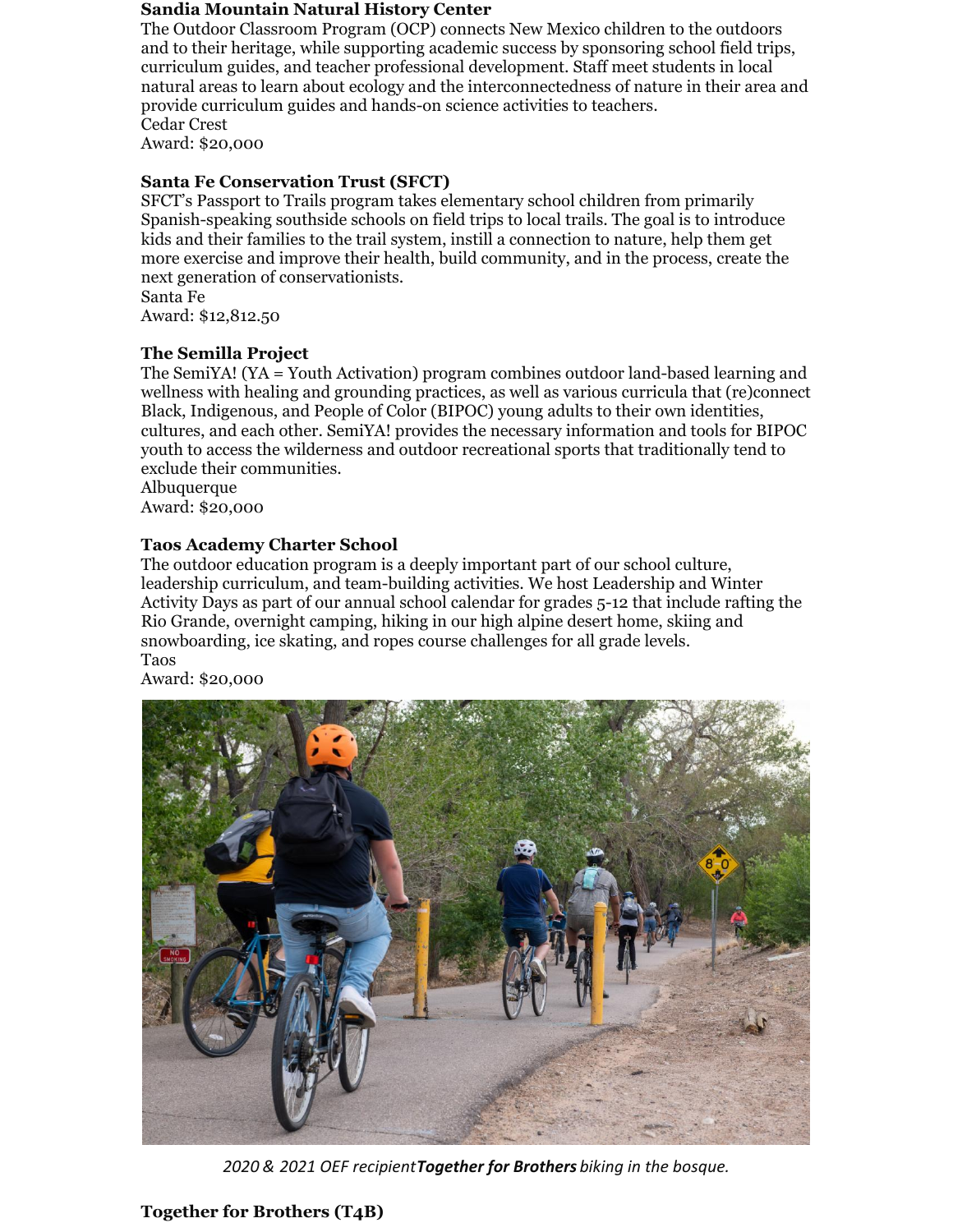**Sandia Mountain Natural History Center**
The Outdoor Classroom Program (OCP) connects New Mexico children to the outdoors and to their heritage, while supporting academic success by sponsoring school field trips, curriculum guides, and teacher professional development. Staff meet students in local natural areas to learn about ecology and the interconnectedness of nature in their area and provide curriculum guides and hands-on science activities to teachers.
Cedar Crest
Award: $20,000

**Santa Fe Conservation Trust (SFCT)**
SFCT's Passport to Trails program takes elementary school children from primarily Spanish-speaking southside schools on field trips to local trails. The goal is to introduce kids and their families to the trail system, instill a connection to nature, help them get more exercise and improve their health, build community, and in the process, create the next generation of conservationists.
Santa Fe
Award: $12,812.50

**The Semilla Project**
The SemiYA! (YA = Youth Activation) program combines outdoor land-based learning and wellness with healing and grounding practices, as well as various curricula that (re)connect Black, Indigenous, and People of Color (BIPOC) young adults to their own identities, cultures, and each other. SemiYA! provides the necessary information and tools for BIPOC youth to access the wilderness and outdoor recreational sports that traditionally tend to exclude their communities.
Albuquerque
Award: $20,000

**Taos Academy Charter School**
The outdoor education program is a deeply important part of our school culture, leadership curriculum, and team-building activities. We host Leadership and Winter Activity Days as part of our annual school calendar for grades 5-12 that include rafting the Rio Grande, overnight camping, hiking in our high alpine desert home, skiing and snowboarding, ice skating, and ropes course challenges for all grade levels.
Taos
Award: $20,000

*2020 & 2021 OEF recipient* ***Together for Brothers*** *biking in the bosque.*

**Together for Brothers (T4B)**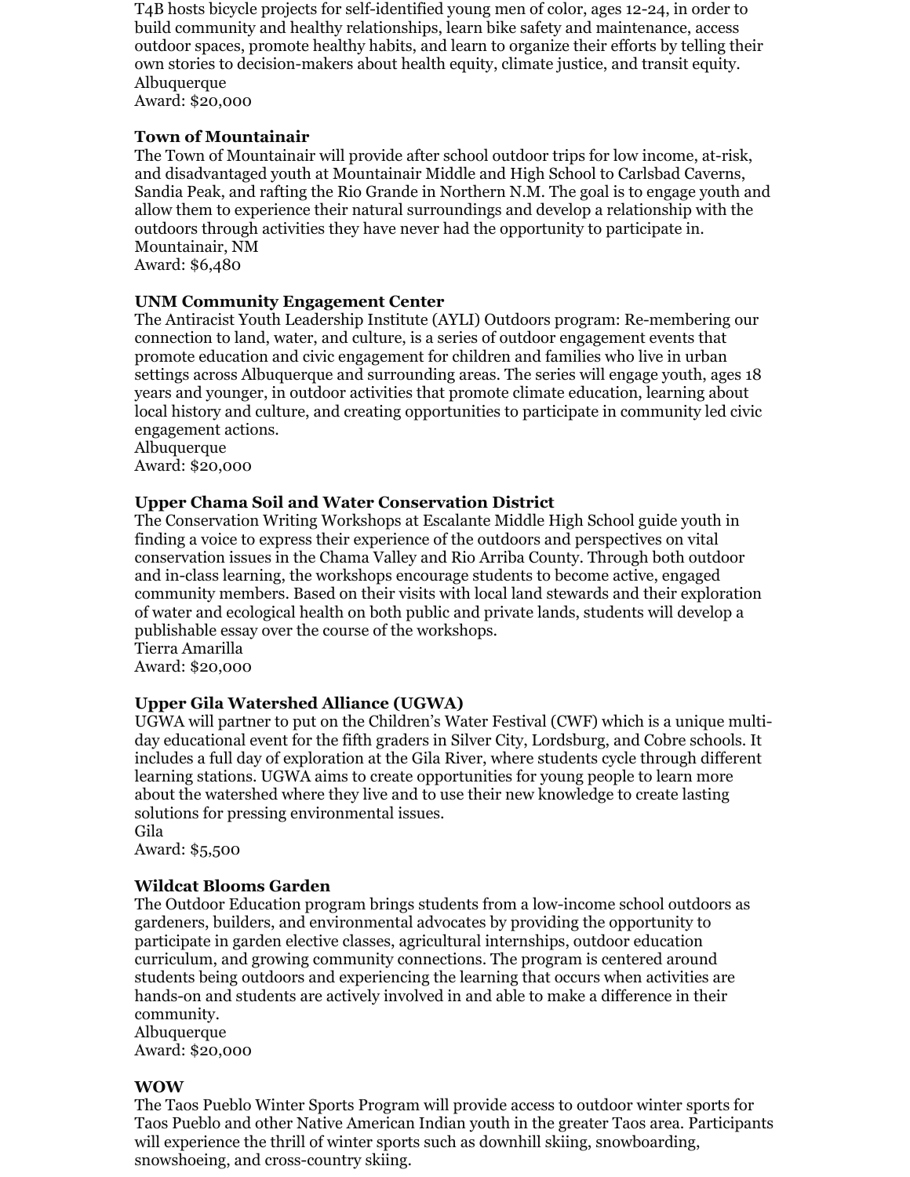T4B hosts bicycle projects for self-identified young men of color, ages 12-24, in order to build community and healthy relationships, learn bike safety and maintenance, access outdoor spaces, promote healthy habits, and learn to organize their efforts by telling their own stories to decision-makers about health equity, climate justice, and transit equity.
Albuquerque
Award: $20,000

**Town of Mountainair**
The Town of Mountainair will provide after school outdoor trips for low income, at-risk, and disadvantaged youth at Mountainair Middle and High School to Carlsbad Caverns, Sandia Peak, and rafting the Rio Grande in Northern N.M. The goal is to engage youth and allow them to experience their natural surroundings and develop a relationship with the outdoors through activities they have never had the opportunity to participate in.
Mountainair, NM
Award: $6,480

**UNM Community Engagement Center**
The Antiracist Youth Leadership Institute (AYLI) Outdoors program: Re-membering our connection to land, water, and culture, is a series of outdoor engagement events that promote education and civic engagement for children and families who live in urban settings across Albuquerque and surrounding areas. The series will engage youth, ages 18 years and younger, in outdoor activities that promote climate education, learning about local history and culture, and creating opportunities to participate in community led civic engagement actions.
Albuquerque
Award: $20,000

**Upper Chama Soil and Water Conservation District**
The Conservation Writing Workshops at Escalante Middle High School guide youth in finding a voice to express their experience of the outdoors and perspectives on vital conservation issues in the Chama Valley and Rio Arriba County. Through both outdoor and in-class learning, the workshops encourage students to become active, engaged community members. Based on their visits with local land stewards and their exploration of water and ecological health on both public and private lands, students will develop a publishable essay over the course of the workshops.
Tierra Amarilla
Award: $20,000

**Upper Gila Watershed Alliance (UGWA)**
UGWA will partner to put on the Children's Water Festival (CWF) which is a unique multi-day educational event for the fifth graders in Silver City, Lordsburg, and Cobre schools. It includes a full day of exploration at the Gila River, where students cycle through different learning stations. UGWA aims to create opportunities for young people to learn more about the watershed where they live and to use their new knowledge to create lasting solutions for pressing environmental issues.
Gila
Award: $5,500

**Wildcat Blooms Garden**
The Outdoor Education program brings students from a low-income school outdoors as gardeners, builders, and environmental advocates by providing the opportunity to participate in garden elective classes, agricultural internships, outdoor education curriculum, and growing community connections. The program is centered around students being outdoors and experiencing the learning that occurs when activities are hands-on and students are actively involved in and able to make a difference in their community.
Albuquerque
Award: $20,000

**WOW**
The Taos Pueblo Winter Sports Program will provide access to outdoor winter sports for Taos Pueblo and other Native American Indian youth in the greater Taos area. Participants will experience the thrill of winter sports such as downhill skiing, snowboarding, snowshoeing, and cross-country skiing.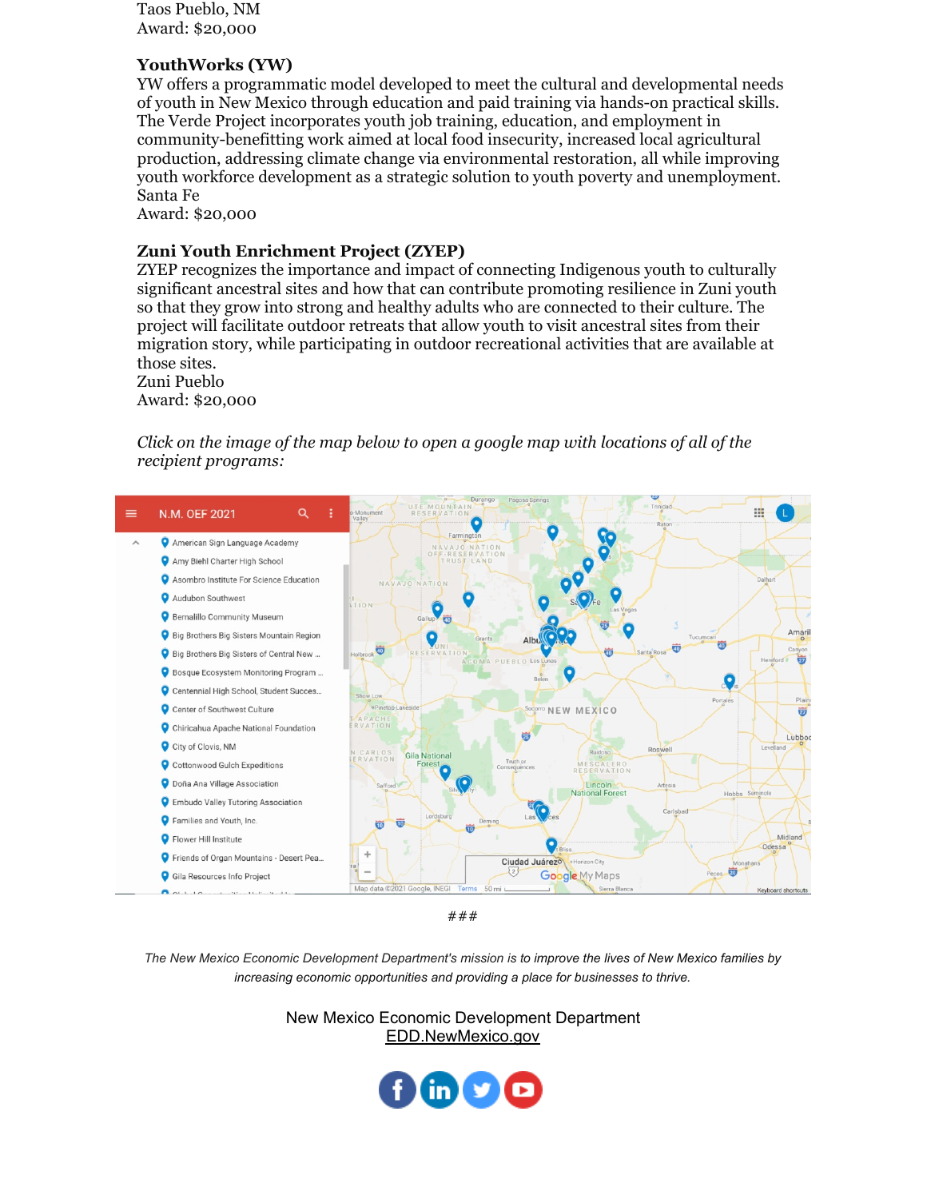Taos Pueblo, NM
Award: $20,000

**YouthWorks (YW)**
YW offers a programmatic model developed to meet the cultural and developmental needs of youth in New Mexico through education and paid training via hands-on practical skills. The Verde Project incorporates youth job training, education, and employment in community-benefitting work aimed at local food insecurity, increased local agricultural production, addressing climate change via environmental restoration, all while improving youth workforce development as a strategic solution to youth poverty and unemployment.
Santa Fe
Award: $20,000

**Zuni Youth Enrichment Project (ZYEP)**
ZYEP recognizes the importance and impact of connecting Indigenous youth to culturally significant ancestral sites and how that can contribute promoting resilience in Zuni youth so that they grow into strong and healthy adults who are connected to their culture. The project will facilitate outdoor retreats that allow youth to visit ancestral sites from their migration story, while participating in outdoor recreational activities that are available at those sites.
Zuni Pueblo
Award: $20,000

*Click on the image of the map below to open a google map with locations of all of the recipient programs:*

N.M. OEF 2021

- American Sign Language Academy
- Amy Biehl Charter High School
- Asombro Institute For Science Education
- Audubon Southwest
- Bernalillo Community Museum
- Big Brothers Big Sisters Mountain Region
- Big Brothers Big Sisters of Central New ...
- Bosque Ecosystem Monitoring Program ...
- Centennial High School, Student Succes...
- Center of Southwest Culture
- Chiricahua Apache National Foundation
- City of Clovis, NM
- Cottonwood Gulch Expeditions
- Doña Ana Village Association
- Embudo Valley Tutoring Association
- Families and Youth, Inc.
- Flower Hill Institute
- Friends of Organ Mountains - Desert Pea...
- Gila Resources Info Project

###

*The New Mexico Economic Development Department's mission is to improve the lives of New Mexico families by increasing economic opportunities and providing a place for businesses to thrive.*

New Mexico Economic Development Department
EDD.NewMexico.gov